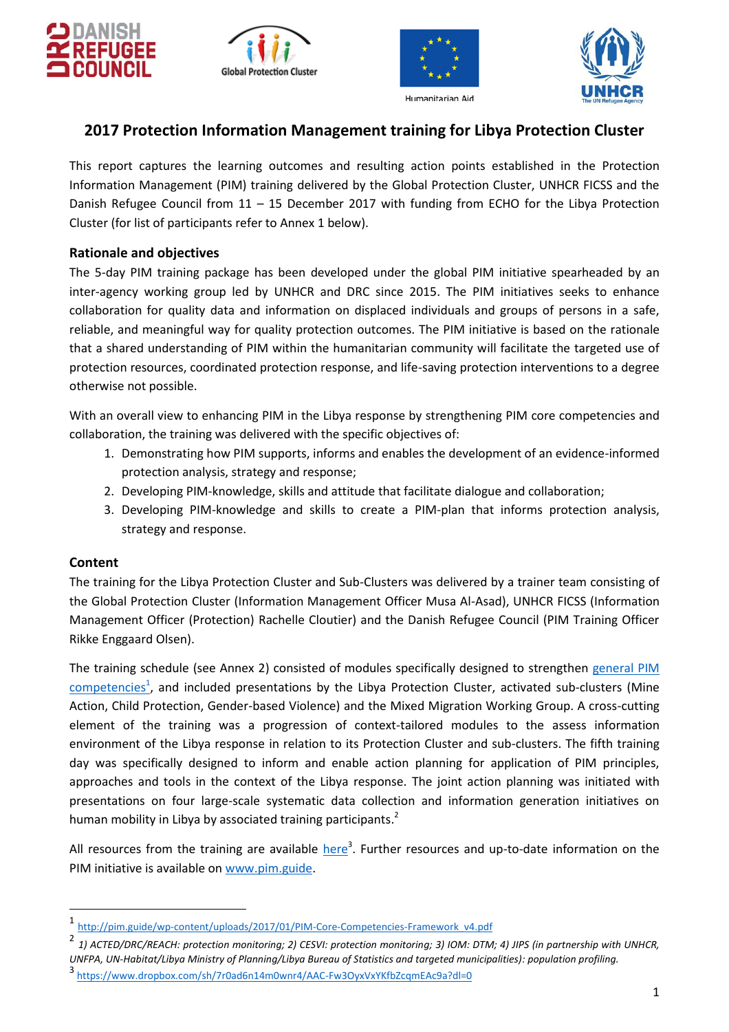# 2017 Protection Information Management training for Libya Protection Cluster

This report captures the learning outcomes and resulting action points established in the Protection Information Management (PIM) training delivered by the Global Protection Cluster, UNHCR FICSS and the Danish Refugee Council from 11 – 15 December 2017 with funding from ECHO for the Libya Protection Cluster (for list of participants refer to Annex 1 below).

## Rationale and objectives

The 5-day PIM training package has been developed under the global PIM initiative spearheaded by an inter-agency working group led by UNHCR and DRC since 2015. The PIM initiatives seeks to enhance collaboration for quality data and information on displaced individuals and groups of persons in a safe, reliable, and meaningful way for quality protection outcomes. The PIM initiative is based on the rationale that a shared understanding of PIM within the humanitarian community will facilitate the targeted use of protection resources, coordinated protection response, and life-saving protection interventions to a degree otherwise not possible.

With an overall view to enhancing PIM in the Libya response by strengthening PIM core competencies and collaboration, the training was delivered with the specific objectives of:

1. Demonstrating how PIM supports, informs and enables the development of an evidence-informed protection analysis, strategy and response;
2. Developing PIM-knowledge, skills and attitude that facilitate dialogue and collaboration;
3. Developing PIM-knowledge and skills to create a PIM-plan that informs protection analysis, strategy and response.

## Content

The training for the Libya Protection Cluster and Sub-Clusters was delivered by a trainer team consisting of the Global Protection Cluster (Information Management Officer Musa Al-Asad), UNHCR FICSS (Information Management Officer (Protection) Rachelle Cloutier) and the Danish Refugee Council (PIM Training Officer Rikke Enggaard Olsen).

The training schedule (see Annex 2) consisted of modules specifically designed to strengthen general PIM competencies[1], and included presentations by the Libya Protection Cluster, activated sub-clusters (Mine Action, Child Protection, Gender-based Violence) and the Mixed Migration Working Group. A cross-cutting element of the training was a progression of context-tailored modules to the assess information environment of the Libya response in relation to its Protection Cluster and sub-clusters. The fifth training day was specifically designed to inform and enable action planning for application of PIM principles, approaches and tools in the context of the Libya response. The joint action planning was initiated with presentations on four large-scale systematic data collection and information generation initiatives on human mobility in Libya by associated training participants.[2]

All resources from the training are available here[3]. Further resources and up-to-date information on the PIM initiative is available on www.pim.guide.

---

[1] http://pim.guide/wp-content/uploads/2017/01/PIM-Core-Competencies-Framework_v4.pdf

[2] *1) ACTED/DRC/REACH: protection monitoring; 2) CESVI: protection monitoring; 3) IOM: DTM; 4) JIPS (in partnership with UNHCR, UNFPA, UN-Habitat/Libya Ministry of Planning/Libya Bureau of Statistics and targeted municipalities): population profiling.*

[3] https://www.dropbox.com/sh/7r0ad6n14m0wnr4/AAC-Fw3OyxVxYKfbZcqmEAc9a?dl=0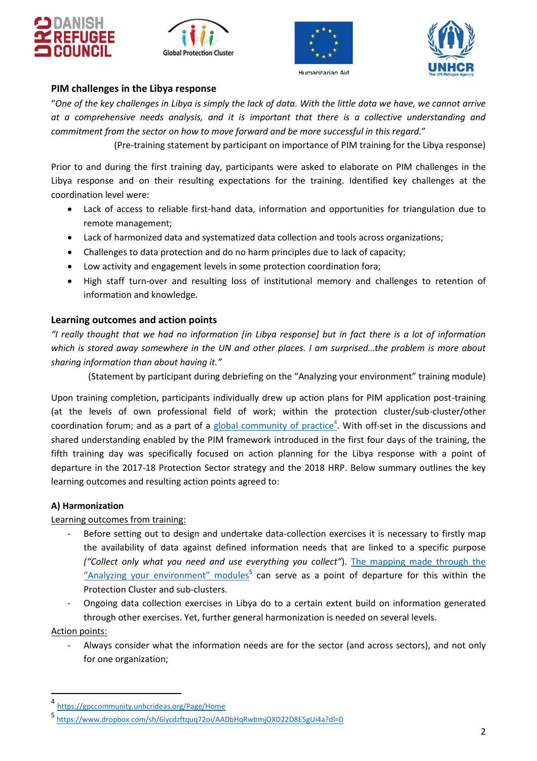## PIM challenges in the Libya response

"*One of the key challenges in Libya is simply the lack of data. With the little data we have, we cannot arrive at a comprehensive needs analysis, and it is important that there is a collective understanding and commitment from the sector on how to move forward and be more successful in this regard.*"

(Pre-training statement by participant on importance of PIM training for the Libya response)

Prior to and during the first training day, participants were asked to elaborate on PIM challenges in the Libya response and on their resulting expectations for the training. Identified key challenges at the coordination level were:

- Lack of access to reliable first-hand data, information and opportunities for triangulation due to remote management;
- Lack of harmonized data and systematized data collection and tools across organizations;
- Challenges to data protection and do no harm principles due to lack of capacity;
- Low activity and engagement levels in some protection coordination fora;
- High staff turn-over and resulting loss of institutional memory and challenges to retention of information and knowledge.

## Learning outcomes and action points

*"I really thought that we had no information [in Libya response] but in fact there is a lot of information which is stored away somewhere in the UN and other places. I am surprised…the problem is more about sharing information than about having it."*

(Statement by participant during debriefing on the "Analyzing your environment" training module)

Upon training completion, participants individually drew up action plans for PIM application post-training (at the levels of own professional field of work; within the protection cluster/sub-cluster/other coordination forum; and as a part of a global community of practice[4]. With off-set in the discussions and shared understanding enabled by the PIM framework introduced in the first four days of the training, the fifth training day was specifically focused on action planning for the Libya response with a point of departure in the 2017-18 Protection Sector strategy and the 2018 HRP. Below summary outlines the key learning outcomes and resulting action points agreed to:

### A) Harmonization

Learning outcomes from training:

- Before setting out to design and undertake data-collection exercises it is necessary to firstly map the availability of data against defined information needs that are linked to a specific purpose *("Collect only what you need and use everything you collect")*. The mapping made through the "Analyzing your environment" modules[5] can serve as a point of departure for this within the Protection Cluster and sub-clusters.
- Ongoing data collection exercises in Libya do to a certain extent build on information generated through other exercises. Yet, further general harmonization is needed on several levels.

Action points:

- Always consider what the information needs are for the sector (and across sectors), and not only for one organization;

---

[4] https://gpccommunity.unhcrideas.org/Page/Home

[5] https://www.dropbox.com/sh/6iycdzftquq72oi/AADbHqRwbmjOXD22D8E5gUi4a?dl=0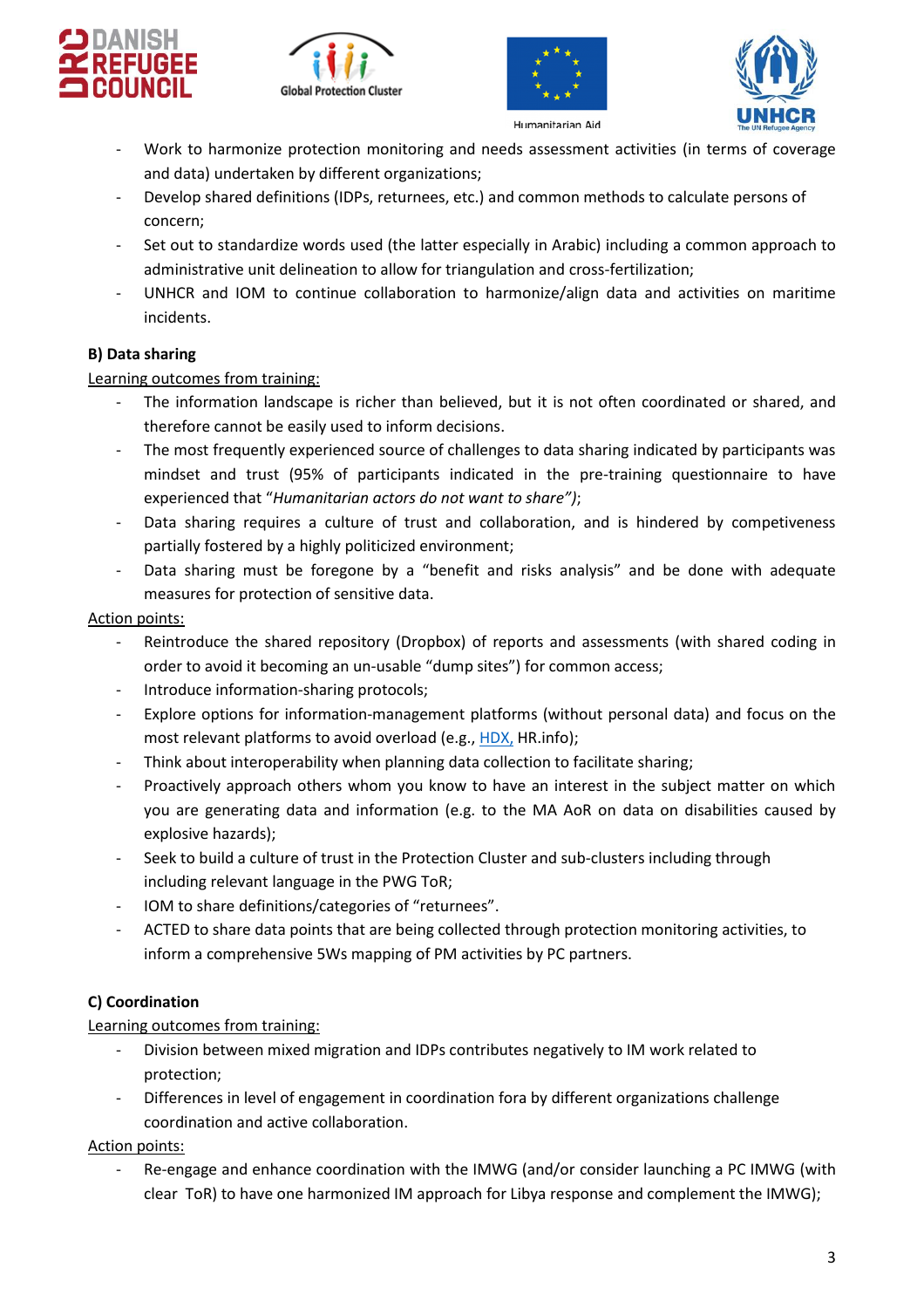- Work to harmonize protection monitoring and needs assessment activities (in terms of coverage and data) undertaken by different organizations;
- Develop shared definitions (IDPs, returnees, etc.) and common methods to calculate persons of concern;
- Set out to standardize words used (the latter especially in Arabic) including a common approach to administrative unit delineation to allow for triangulation and cross-fertilization;
- UNHCR and IOM to continue collaboration to harmonize/align data and activities on maritime incidents.

**B) Data sharing**

Learning outcomes from training:

- The information landscape is richer than believed, but it is not often coordinated or shared, and therefore cannot be easily used to inform decisions.
- The most frequently experienced source of challenges to data sharing indicated by participants was mindset and trust (95% of participants indicated in the pre-training questionnaire to have experienced that "*Humanitarian actors do not want to share")*;
- Data sharing requires a culture of trust and collaboration, and is hindered by competiveness partially fostered by a highly politicized environment;
- Data sharing must be foregone by a "benefit and risks analysis" and be done with adequate measures for protection of sensitive data.

Action points:

- Reintroduce the shared repository (Dropbox) of reports and assessments (with shared coding in order to avoid it becoming an un-usable "dump sites") for common access;
- Introduce information-sharing protocols;
- Explore options for information-management platforms (without personal data) and focus on the most relevant platforms to avoid overload (e.g., HDX, HR.info);
- Think about interoperability when planning data collection to facilitate sharing;
- Proactively approach others whom you know to have an interest in the subject matter on which you are generating data and information (e.g. to the MA AoR on data on disabilities caused by explosive hazards);
- Seek to build a culture of trust in the Protection Cluster and sub-clusters including through including relevant language in the PWG ToR;
- IOM to share definitions/categories of "returnees".
- ACTED to share data points that are being collected through protection monitoring activities, to inform a comprehensive 5Ws mapping of PM activities by PC partners.

**C) Coordination**

Learning outcomes from training:

- Division between mixed migration and IDPs contributes negatively to IM work related to protection;
- Differences in level of engagement in coordination fora by different organizations challenge coordination and active collaboration.

Action points:

- Re-engage and enhance coordination with the IMWG (and/or consider launching a PC IMWG (with clear ToR) to have one harmonized IM approach for Libya response and complement the IMWG);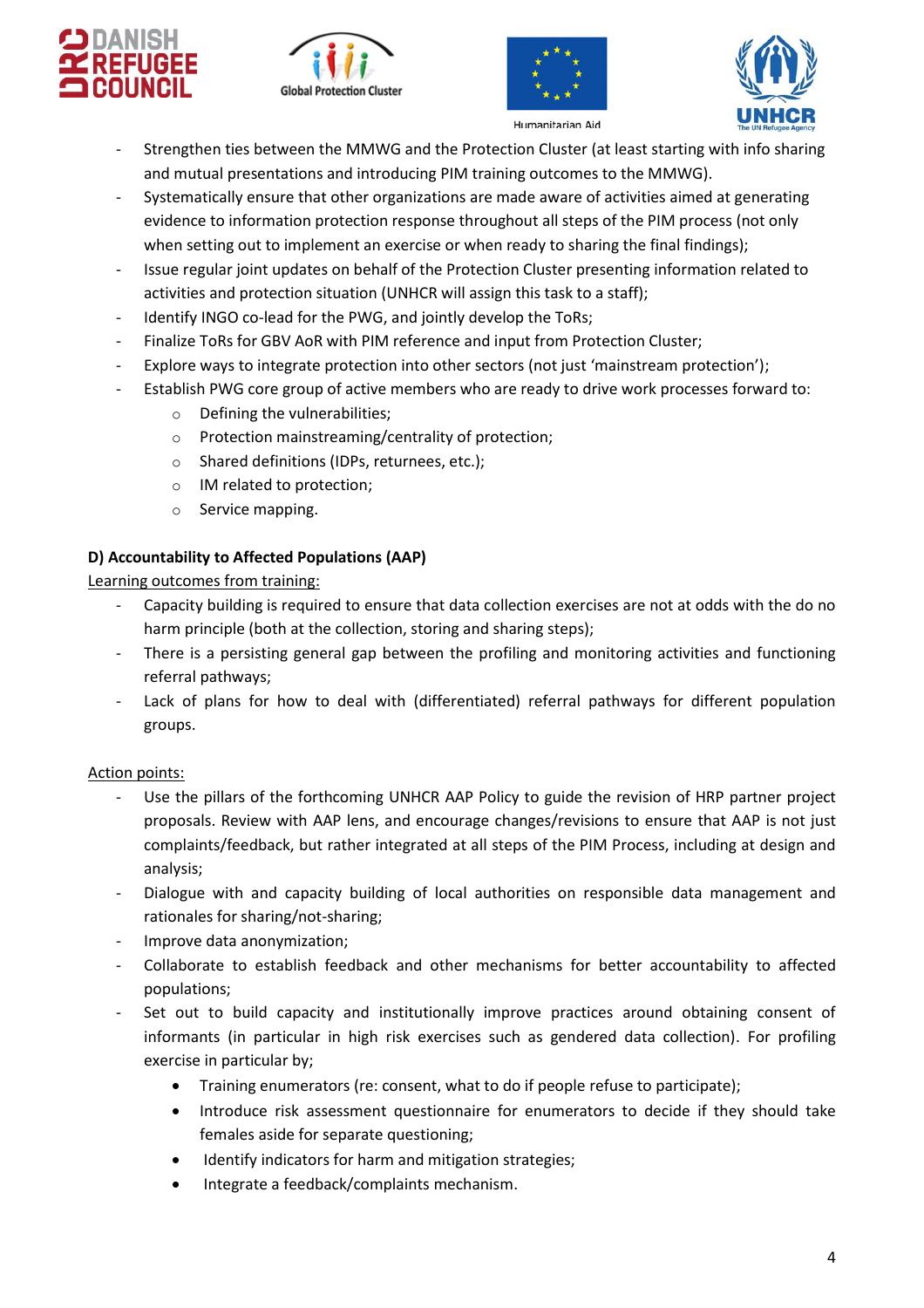- Strengthen ties between the MMWG and the Protection Cluster (at least starting with info sharing and mutual presentations and introducing PIM training outcomes to the MMWG).
- Systematically ensure that other organizations are made aware of activities aimed at generating evidence to information protection response throughout all steps of the PIM process (not only when setting out to implement an exercise or when ready to sharing the final findings);
- Issue regular joint updates on behalf of the Protection Cluster presenting information related to activities and protection situation (UNHCR will assign this task to a staff);
- Identify INGO co-lead for the PWG, and jointly develop the ToRs;
- Finalize ToRs for GBV AoR with PIM reference and input from Protection Cluster;
- Explore ways to integrate protection into other sectors (not just 'mainstream protection');
- Establish PWG core group of active members who are ready to drive work processes forward to:
    - Defining the vulnerabilities;
    - Protection mainstreaming/centrality of protection;
    - Shared definitions (IDPs, returnees, etc.);
    - IM related to protection;
    - Service mapping.

**D) Accountability to Affected Populations (AAP)**

Learning outcomes from training:

- Capacity building is required to ensure that data collection exercises are not at odds with the do no harm principle (both at the collection, storing and sharing steps);
- There is a persisting general gap between the profiling and monitoring activities and functioning referral pathways;
- Lack of plans for how to deal with (differentiated) referral pathways for different population groups.

Action points:

- Use the pillars of the forthcoming UNHCR AAP Policy to guide the revision of HRP partner project proposals. Review with AAP lens, and encourage changes/revisions to ensure that AAP is not just complaints/feedback, but rather integrated at all steps of the PIM Process, including at design and analysis;
- Dialogue with and capacity building of local authorities on responsible data management and rationales for sharing/not-sharing;
- Improve data anonymization;
- Collaborate to establish feedback and other mechanisms for better accountability to affected populations;
- Set out to build capacity and institutionally improve practices around obtaining consent of informants (in particular in high risk exercises such as gendered data collection). For profiling exercise in particular by;
    - Training enumerators (re: consent, what to do if people refuse to participate);
    - Introduce risk assessment questionnaire for enumerators to decide if they should take females aside for separate questioning;
    - Identify indicators for harm and mitigation strategies;
    - Integrate a feedback/complaints mechanism.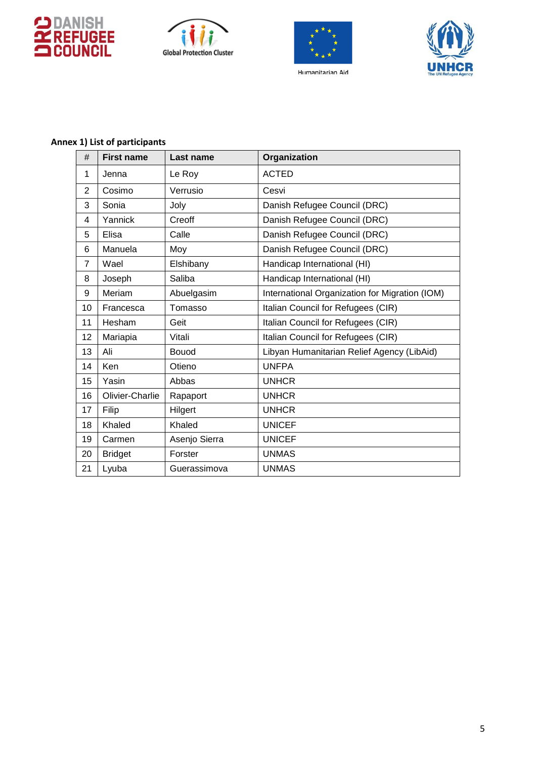**Annex 1) List of participants**

| # | First name | Last name | Organization |
|---|---|---|---|
| 1 | Jenna | Le Roy | ACTED |
| 2 | Cosimo | Verrusio | Cesvi |
| 3 | Sonia | Joly | Danish Refugee Council (DRC) |
| 4 | Yannick | Creoff | Danish Refugee Council (DRC) |
| 5 | Elisa | Calle | Danish Refugee Council (DRC) |
| 6 | Manuela | Moy | Danish Refugee Council (DRC) |
| 7 | Wael | Elshibany | Handicap International (HI) |
| 8 | Joseph | Saliba | Handicap International (HI) |
| 9 | Meriam | Abuelgasim | International Organization for Migration (IOM) |
| 10 | Francesca | Tomasso | Italian Council for Refugees (CIR) |
| 11 | Hesham | Geit | Italian Council for Refugees (CIR) |
| 12 | Mariapia | Vitali | Italian Council for Refugees (CIR) |
| 13 | Ali | Bouod | Libyan Humanitarian Relief Agency (LibAid) |
| 14 | Ken | Otieno | UNFPA |
| 15 | Yasin | Abbas | UNHCR |
| 16 | Olivier-Charlie | Rapaport | UNHCR |
| 17 | Filip | Hilgert | UNHCR |
| 18 | Khaled | Khaled | UNICEF |
| 19 | Carmen | Asenjo Sierra | UNICEF |
| 20 | Bridget | Forster | UNMAS |
| 21 | Lyuba | Guerassimova | UNMAS |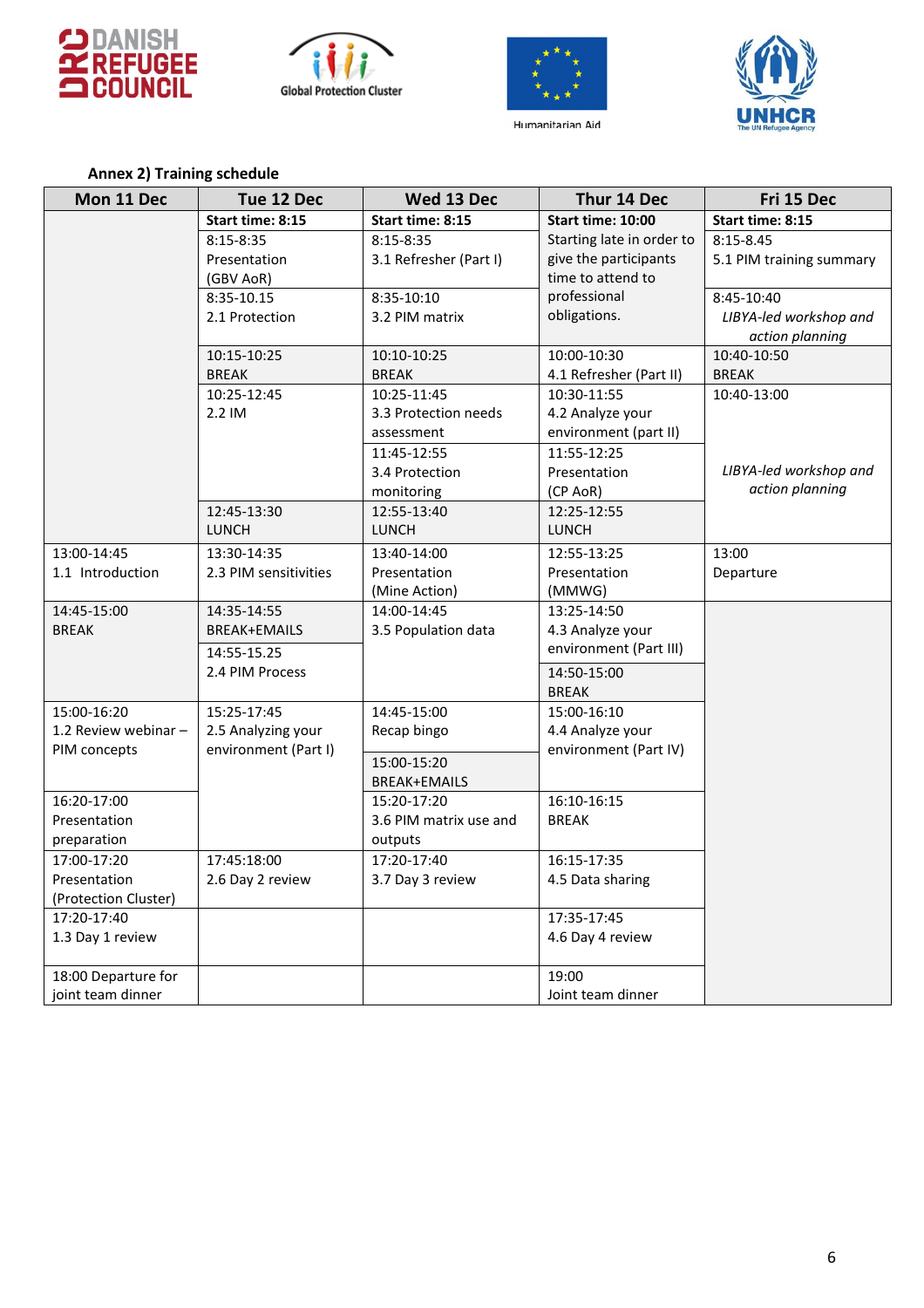**Annex 2) Training schedule**

| Mon 11 Dec | Tue 12 Dec | Wed 13 Dec | Thur 14 Dec | Fri 15 Dec |
|---|---|---|---|---|
| | **Start time: 8:15** | **Start time: 8:15** | **Start time: 10:00** | **Start time: 8:15** |
| | 8:15-8:35 Presentation (GBV AoR) | 8:15-8:35 3.1 Refresher (Part I) | Starting late in order to give the participants time to attend to professional obligations. | 8:15-8.45 5.1 PIM training summary |
| | 8:35-10.15 2.1 Protection | 8:35-10:10 3.2 PIM matrix | | 8:45-10:40 *LIBYA-led workshop and action planning* |
| | 10:15-10:25 BREAK | 10:10-10:25 BREAK | 10:00-10:30 4.1 Refresher (Part II) | 10:40-10:50 BREAK |
| | 10:25-12:45 2.2 IM | 10:25-11:45 3.3 Protection needs assessment | 10:30-11:55 4.2 Analyze your environment (part II) | 10:40-13:00 *LIBYA-led workshop and action planning* |
| | | 11:45-12:55 3.4 Protection monitoring | 11:55-12:25 Presentation (CP AoR) | |
| | 12:45-13:30 LUNCH | 12:55-13:40 LUNCH | 12:25-12:55 LUNCH | |
| 13:00-14:45 1.1 Introduction | 13:30-14:35 2.3 PIM sensitivities | 13:40-14:00 Presentation (Mine Action) | 12:55-13:25 Presentation (MMWG) | 13:00 Departure |
| 14:45-15:00 BREAK | 14:35-14:55 BREAK+EMAILS | 14:00-14:45 3.5 Population data | 13:25-14:50 4.3 Analyze your environment (Part III) | |
| | 14:55-15.25 2.4 PIM Process | | 14:50-15:00 BREAK | |
| 15:00-16:20 1.2 Review webinar – PIM concepts | 15:25-17:45 2.5 Analyzing your environment (Part I) | 14:45-15:00 Recap bingo | 15:00-16:10 4.4 Analyze your environment (Part IV) | |
| | | 15:00-15:20 BREAK+EMAILS | | |
| 16:20-17:00 Presentation preparation | | 15:20-17:20 3.6 PIM matrix use and outputs | 16:10-16:15 BREAK | |
| 17:00-17:20 Presentation (Protection Cluster) | 17:45:18:00 2.6 Day 2 review | 17:20-17:40 3.7 Day 3 review | 16:15-17:35 4.5 Data sharing | |
| 17:20-17:40 1.3 Day 1 review | | | 17:35-17:45 4.6 Day 4 review | |
| 18:00 Departure for joint team dinner | | | 19:00 Joint team dinner | |